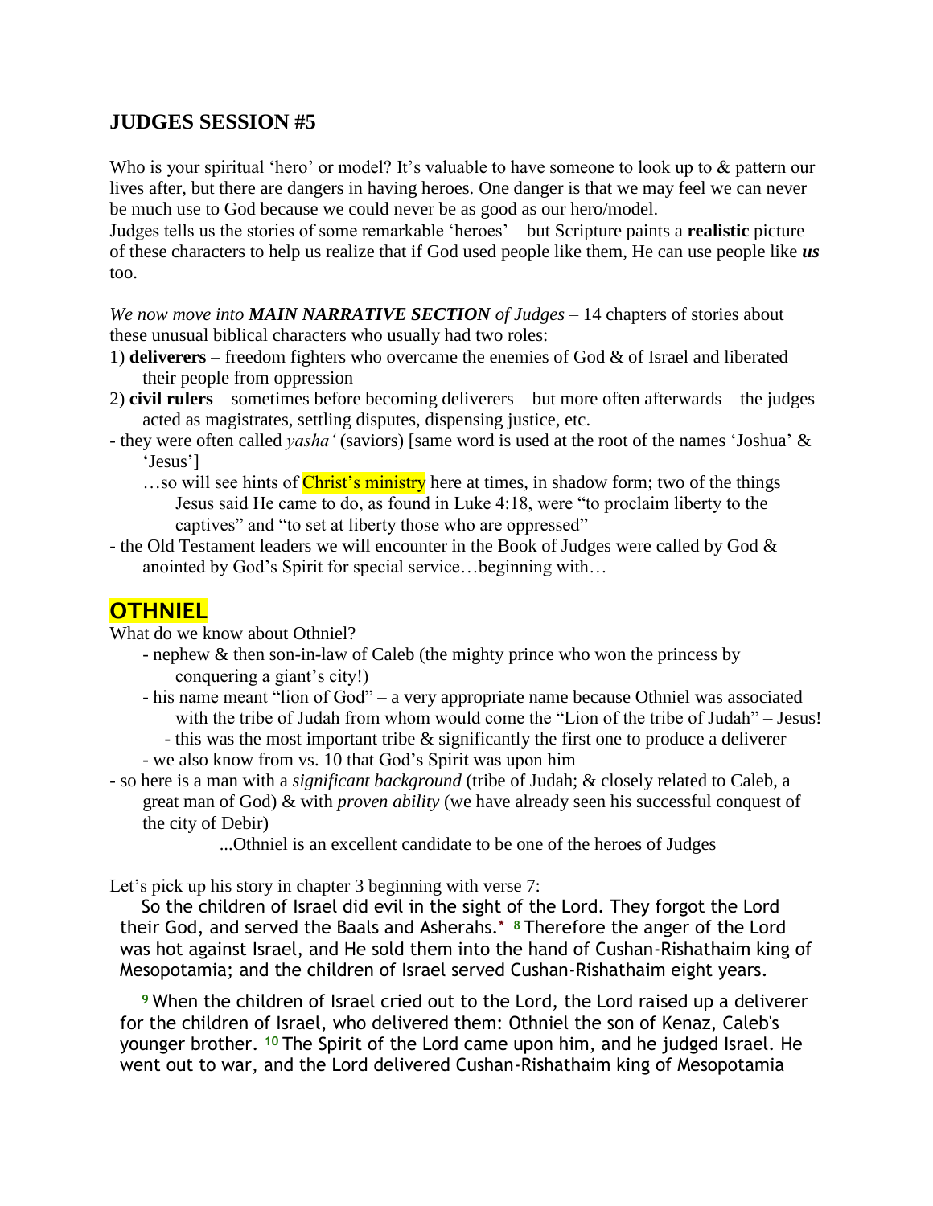## JUDGES SESSION #5

Who is your spiritual 'hero' or model? It's valuable to have someone to look up to & pattern our lives after, but there are dangers in having heroes. One danger is that we may feel we can never be much use to God because we could never be as good as our hero/model.
Judges tells us the stories of some remarkable 'heroes' – but Scripture paints a **realistic** picture of these characters to help us realize that if God used people like them, He can use people like ***us*** too.

*We now move into* ***MAIN NARRATIVE SECTION*** *of Judges* – 14 chapters of stories about these unusual biblical characters who usually had two roles:

1) **deliverers** – freedom fighters who overcame the enemies of God & of Israel and liberated their people from oppression
2) **civil rulers** – sometimes before becoming deliverers – but more often afterwards – the judges acted as magistrates, settling disputes, dispensing justice, etc.

- they were often called *yasha'* (saviors) [same word is used at the root of the names 'Joshua' & 'Jesus']
  …so will see hints of Christ's ministry here at times, in shadow form; two of the things Jesus said He came to do, as found in Luke 4:18, were "to proclaim liberty to the captives" and "to set at liberty those who are oppressed"
- the Old Testament leaders we will encounter in the Book of Judges were called by God & anointed by God's Spirit for special service…beginning with…

## OTHNIEL

What do we know about Othniel?

- nephew & then son-in-law of Caleb (the mighty prince who won the princess by conquering a giant's city!)
- his name meant "lion of God" – a very appropriate name because Othniel was associated with the tribe of Judah from whom would come the "Lion of the tribe of Judah" – Jesus!
  - this was the most important tribe & significantly the first one to produce a deliverer
- we also know from vs. 10 that God's Spirit was upon him

- so here is a man with a *significant background* (tribe of Judah; & closely related to Caleb, a great man of God) & with *proven ability* (we have already seen his successful conquest of the city of Debir)

...Othniel is an excellent candidate to be one of the heroes of Judges

Let's pick up his story in chapter 3 beginning with verse 7:

So the children of Israel did evil in the sight of the Lord. They forgot the Lord their God, and served the Baals and Asherahs.* [8] Therefore the anger of the Lord was hot against Israel, and He sold them into the hand of Cushan-Rishathaim king of Mesopotamia; and the children of Israel served Cushan-Rishathaim eight years.

[9] When the children of Israel cried out to the Lord, the Lord raised up a deliverer for the children of Israel, who delivered them: Othniel the son of Kenaz, Caleb's younger brother. [10] The Spirit of the Lord came upon him, and he judged Israel. He went out to war, and the Lord delivered Cushan-Rishathaim king of Mesopotamia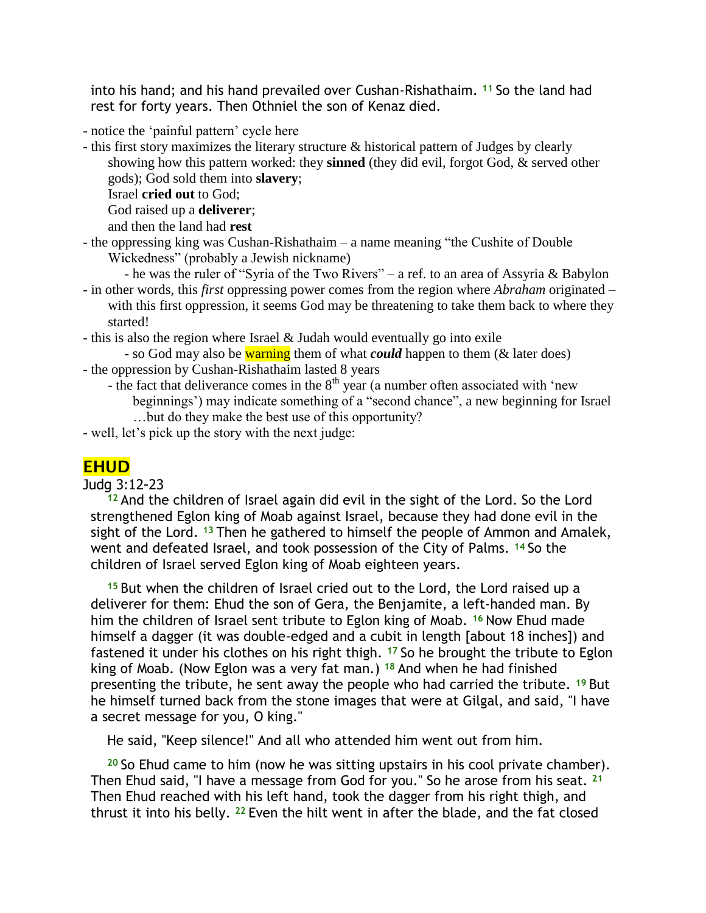into his hand; and his hand prevailed over Cushan-Rishathaim. [11] So the land had rest for forty years. Then Othniel the son of Kenaz died.

- notice the 'painful pattern' cycle here
- this first story maximizes the literary structure & historical pattern of Judges by clearly showing how this pattern worked: they **sinned** (they did evil, forgot God, & served other gods); God sold them into **slavery**;
  Israel **cried out** to God;
  God raised up a **deliverer**;
  and then the land had **rest**
- the oppressing king was Cushan-Rishathaim – a name meaning "the Cushite of Double Wickedness" (probably a Jewish nickname)
  - he was the ruler of "Syria of the Two Rivers" – a ref. to an area of Assyria & Babylon
- in other words, this *first* oppressing power comes from the region where *Abraham* originated – with this first oppression, it seems God may be threatening to take them back to where they started!
- this is also the region where Israel & Judah would eventually go into exile
  - so God may also be warning them of what ***could*** happen to them (& later does)
- the oppression by Cushan-Rishathaim lasted 8 years
  - the fact that deliverance comes in the 8th year (a number often associated with 'new beginnings') may indicate something of a "second chance", a new beginning for Israel …but do they make the best use of this opportunity?
- well, let's pick up the story with the next judge:

## EHUD

Judg 3:12-23

[12] And the children of Israel again did evil in the sight of the Lord. So the Lord strengthened Eglon king of Moab against Israel, because they had done evil in the sight of the Lord. [13] Then he gathered to himself the people of Ammon and Amalek, went and defeated Israel, and took possession of the City of Palms. [14] So the children of Israel served Eglon king of Moab eighteen years.

[15] But when the children of Israel cried out to the Lord, the Lord raised up a deliverer for them: Ehud the son of Gera, the Benjamite, a left-handed man. By him the children of Israel sent tribute to Eglon king of Moab. [16] Now Ehud made himself a dagger (it was double-edged and a cubit in length [about 18 inches]) and fastened it under his clothes on his right thigh. [17] So he brought the tribute to Eglon king of Moab. (Now Eglon was a very fat man.) [18] And when he had finished presenting the tribute, he sent away the people who had carried the tribute. [19] But he himself turned back from the stone images that were at Gilgal, and said, "I have a secret message for you, O king."

He said, "Keep silence!" And all who attended him went out from him.

[20] So Ehud came to him (now he was sitting upstairs in his cool private chamber). Then Ehud said, "I have a message from God for you." So he arose from his seat. [21] Then Ehud reached with his left hand, took the dagger from his right thigh, and thrust it into his belly. [22] Even the hilt went in after the blade, and the fat closed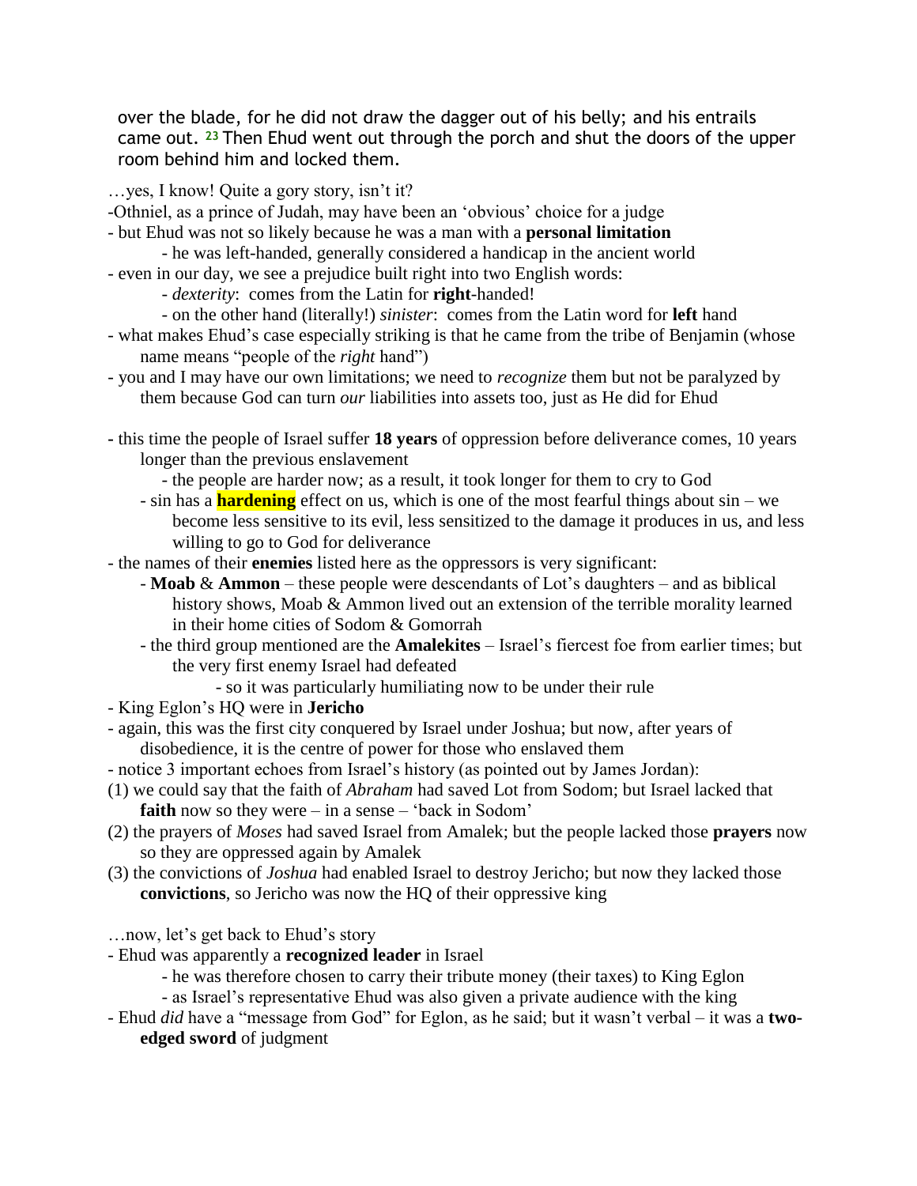over the blade, for he did not draw the dagger out of his belly; and his entrails came out. 23 Then Ehud went out through the porch and shut the doors of the upper room behind him and locked them.

…yes, I know! Quite a gory story, isn't it?

-Othniel, as a prince of Judah, may have been an 'obvious' choice for a judge

- but Ehud was not so likely because he was a man with a **personal limitation**
  - he was left-handed, generally considered a handicap in the ancient world
- even in our day, we see a prejudice built right into two English words:
  - *dexterity*: comes from the Latin for **right**-handed!
  - on the other hand (literally!) *sinister*: comes from the Latin word for **left** hand
- what makes Ehud's case especially striking is that he came from the tribe of Benjamin (whose name means "people of the *right* hand")
- you and I may have our own limitations; we need to *recognize* them but not be paralyzed by them because God can turn *our* liabilities into assets too, just as He did for Ehud

- this time the people of Israel suffer **18 years** of oppression before deliverance comes, 10 years longer than the previous enslavement
  - the people are harder now; as a result, it took longer for them to cry to God
  - sin has a **hardening** effect on us, which is one of the most fearful things about sin – we become less sensitive to its evil, less sensitized to the damage it produces in us, and less willing to go to God for deliverance
- the names of their **enemies** listed here as the oppressors is very significant:
  - **Moab** & **Ammon** – these people were descendants of Lot's daughters – and as biblical history shows, Moab & Ammon lived out an extension of the terrible morality learned in their home cities of Sodom & Gomorrah
  - the third group mentioned are the **Amalekites** – Israel's fiercest foe from earlier times; but the very first enemy Israel had defeated
    - so it was particularly humiliating now to be under their rule
- King Eglon's HQ were in **Jericho**
- again, this was the first city conquered by Israel under Joshua; but now, after years of disobedience, it is the centre of power for those who enslaved them
- notice 3 important echoes from Israel's history (as pointed out by James Jordan):

(1) we could say that the faith of *Abraham* had saved Lot from Sodom; but Israel lacked that **faith** now so they were – in a sense – 'back in Sodom'

(2) the prayers of *Moses* had saved Israel from Amalek; but the people lacked those **prayers** now so they are oppressed again by Amalek

(3) the convictions of *Joshua* had enabled Israel to destroy Jericho; but now they lacked those **convictions**, so Jericho was now the HQ of their oppressive king

…now, let's get back to Ehud's story

- Ehud was apparently a **recognized leader** in Israel
  - he was therefore chosen to carry their tribute money (their taxes) to King Eglon
  - as Israel's representative Ehud was also given a private audience with the king
- Ehud *did* have a "message from God" for Eglon, as he said; but it wasn't verbal – it was a **two-edged sword** of judgment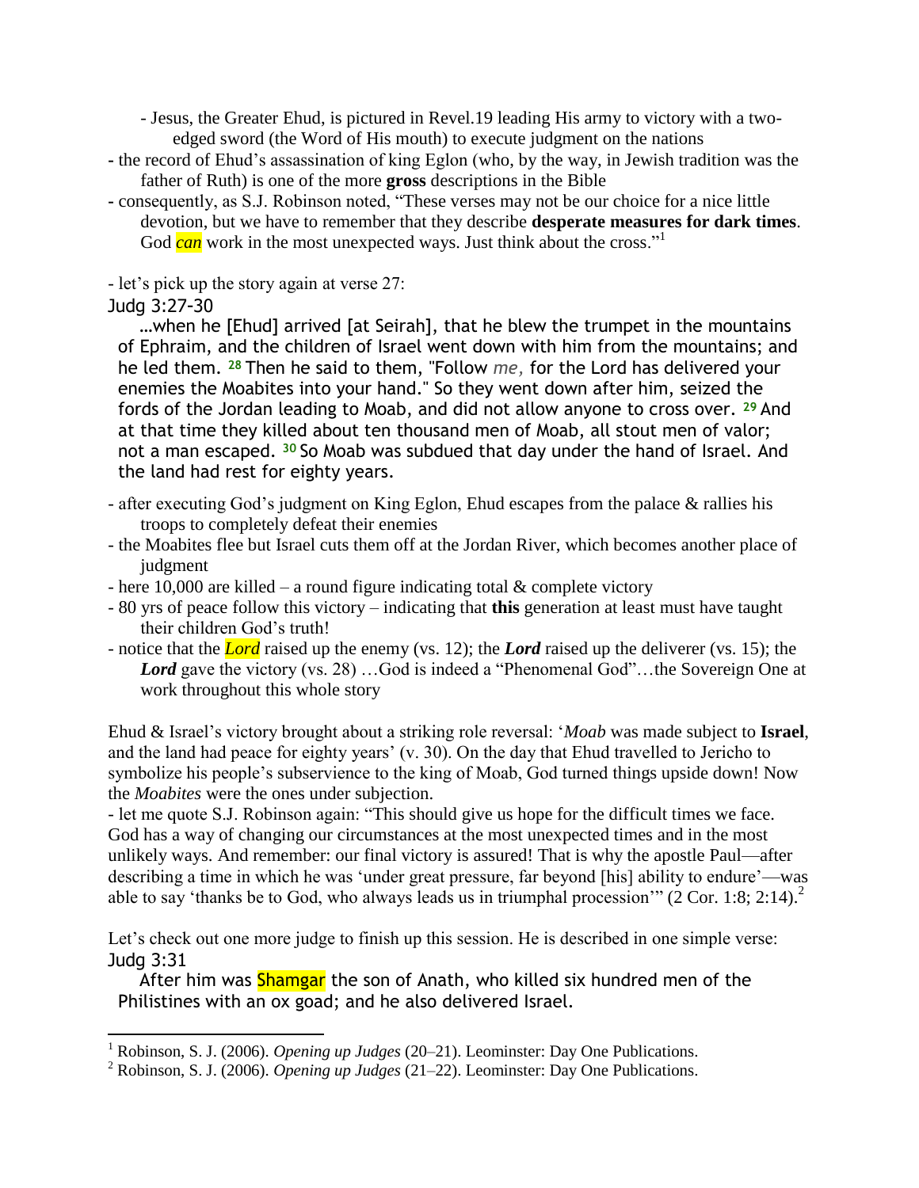- Jesus, the Greater Ehud, is pictured in Revel.19 leading His army to victory with a two-edged sword (the Word of His mouth) to execute judgment on the nations

- the record of Ehud's assassination of king Eglon (who, by the way, in Jewish tradition was the father of Ruth) is one of the more **gross** descriptions in the Bible
- consequently, as S.J. Robinson noted, "These verses may not be our choice for a nice little devotion, but we have to remember that they describe **desperate measures for dark times**. God ***can*** work in the most unexpected ways. Just think about the cross."[1]

- let's pick up the story again at verse 27:

Judg 3:27-30

…when he [Ehud] arrived [at Seirah], that he blew the trumpet in the mountains of Ephraim, and the children of Israel went down with him from the mountains; and he led them. **28** Then he said to them, "Follow *me,* for the Lord has delivered your enemies the Moabites into your hand." So they went down after him, seized the fords of the Jordan leading to Moab, and did not allow anyone to cross over. **29** And at that time they killed about ten thousand men of Moab, all stout men of valor; not a man escaped. **30** So Moab was subdued that day under the hand of Israel. And the land had rest for eighty years.

- after executing God's judgment on King Eglon, Ehud escapes from the palace & rallies his troops to completely defeat their enemies
- the Moabites flee but Israel cuts them off at the Jordan River, which becomes another place of judgment
- here 10,000 are killed – a round figure indicating total & complete victory
- 80 yrs of peace follow this victory – indicating that **this** generation at least must have taught their children God's truth!
- notice that the ***Lord*** raised up the enemy (vs. 12); the ***Lord*** raised up the deliverer (vs. 15); the ***Lord*** gave the victory (vs. 28) …God is indeed a "Phenomenal God"…the Sovereign One at work throughout this whole story

Ehud & Israel's victory brought about a striking role reversal: '*Moab* was made subject to **Israel**, and the land had peace for eighty years' (v. 30). On the day that Ehud travelled to Jericho to symbolize his people's subservience to the king of Moab, God turned things upside down! Now the *Moabites* were the ones under subjection.

- let me quote S.J. Robinson again: "This should give us hope for the difficult times we face. God has a way of changing our circumstances at the most unexpected times and in the most unlikely ways. And remember: our final victory is assured! That is why the apostle Paul—after describing a time in which he was 'under great pressure, far beyond [his] ability to endure'—was able to say 'thanks be to God, who always leads us in triumphal procession'" (2 Cor. 1:8; 2:14).[2]

Let's check out one more judge to finish up this session. He is described in one simple verse:

Judg 3:31

After him was Shamgar the son of Anath, who killed six hundred men of the Philistines with an ox goad; and he also delivered Israel.

---

[1] Robinson, S. J. (2006). *Opening up Judges* (20–21). Leominster: Day One Publications.

[2] Robinson, S. J. (2006). *Opening up Judges* (21–22). Leominster: Day One Publications.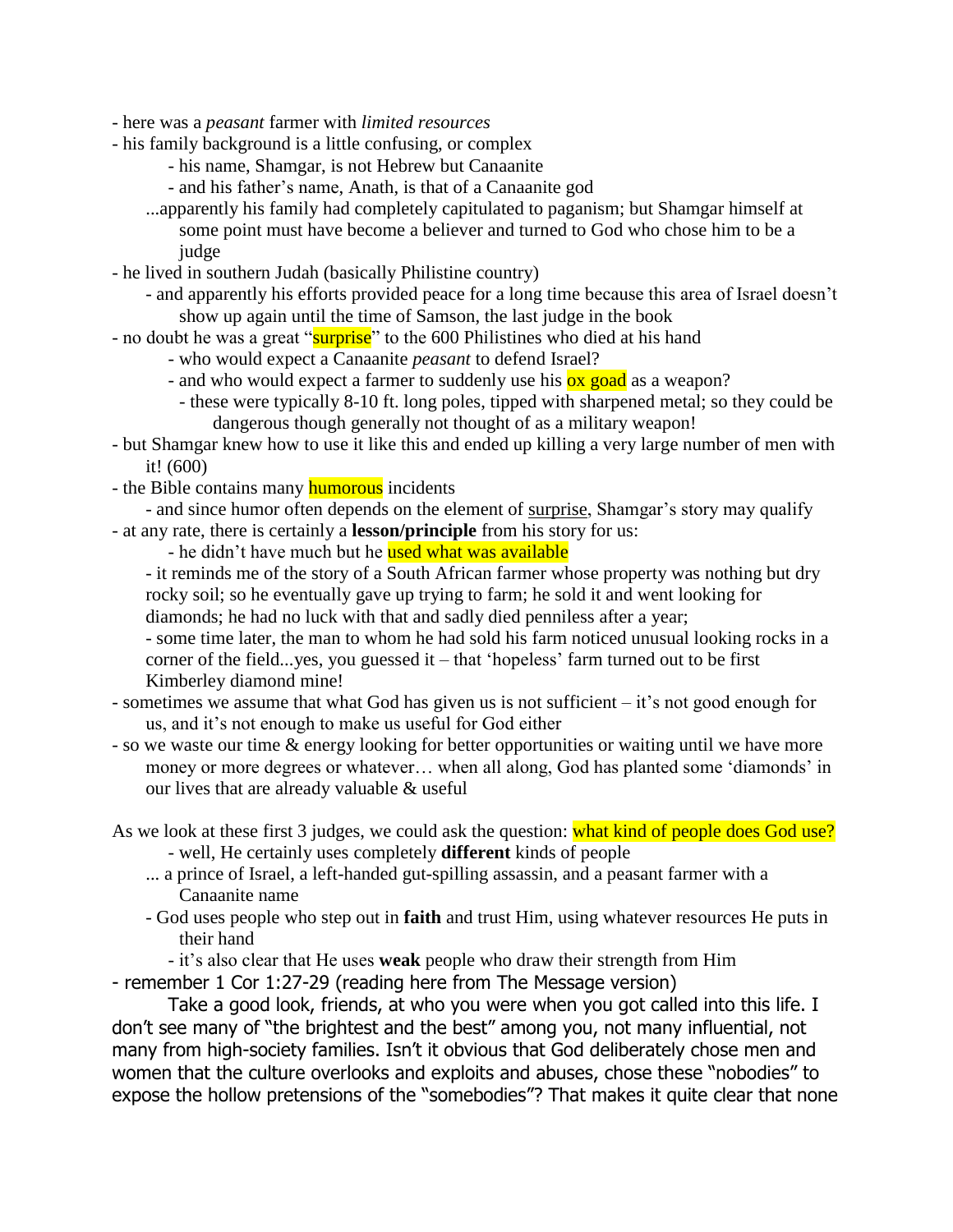- here was a *peasant* farmer with *limited resources*
- his family background is a little confusing, or complex
  - his name, Shamgar, is not Hebrew but Canaanite
  - and his father's name, Anath, is that of a Canaanite god

  ...apparently his family had completely capitulated to paganism; but Shamgar himself at some point must have become a believer and turned to God who chose him to be a judge
- he lived in southern Judah (basically Philistine country)
  - and apparently his efforts provided peace for a long time because this area of Israel doesn't show up again until the time of Samson, the last judge in the book
- no doubt he was a great "surprise" to the 600 Philistines who died at his hand
  - who would expect a Canaanite *peasant* to defend Israel?
  - and who would expect a farmer to suddenly use his ox goad as a weapon?
    - these were typically 8-10 ft. long poles, tipped with sharpened metal; so they could be dangerous though generally not thought of as a military weapon!
- but Shamgar knew how to use it like this and ended up killing a very large number of men with it! (600)
- the Bible contains many humorous incidents
  - and since humor often depends on the element of surprise, Shamgar's story may qualify
- at any rate, there is certainly a **lesson/principle** from his story for us:
  - he didn't have much but he used what was available

  - it reminds me of the story of a South African farmer whose property was nothing but dry rocky soil; so he eventually gave up trying to farm; he sold it and went looking for diamonds; he had no luck with that and sadly died penniless after a year;

  - some time later, the man to whom he had sold his farm noticed unusual looking rocks in a corner of the field...yes, you guessed it – that 'hopeless' farm turned out to be first Kimberley diamond mine!
- sometimes we assume that what God has given us is not sufficient – it's not good enough for us, and it's not enough to make us useful for God either
- so we waste our time & energy looking for better opportunities or waiting until we have more money or more degrees or whatever… when all along, God has planted some 'diamonds' in our lives that are already valuable & useful

As we look at these first 3 judges, we could ask the question: what kind of people does God use?
  - well, He certainly uses completely **different** kinds of people

  ... a prince of Israel, a left-handed gut-spilling assassin, and a peasant farmer with a Canaanite name
  - God uses people who step out in **faith** and trust Him, using whatever resources He puts in their hand
    - it's also clear that He uses **weak** people who draw their strength from Him
- remember 1 Cor 1:27-29 (reading here from The Message version)

  Take a good look, friends, at who you were when you got called into this life. I don't see many of "the brightest and the best" among you, not many influential, not many from high-society families. Isn't it obvious that God deliberately chose men and women that the culture overlooks and exploits and abuses, chose these "nobodies" to expose the hollow pretensions of the "somebodies"? That makes it quite clear that none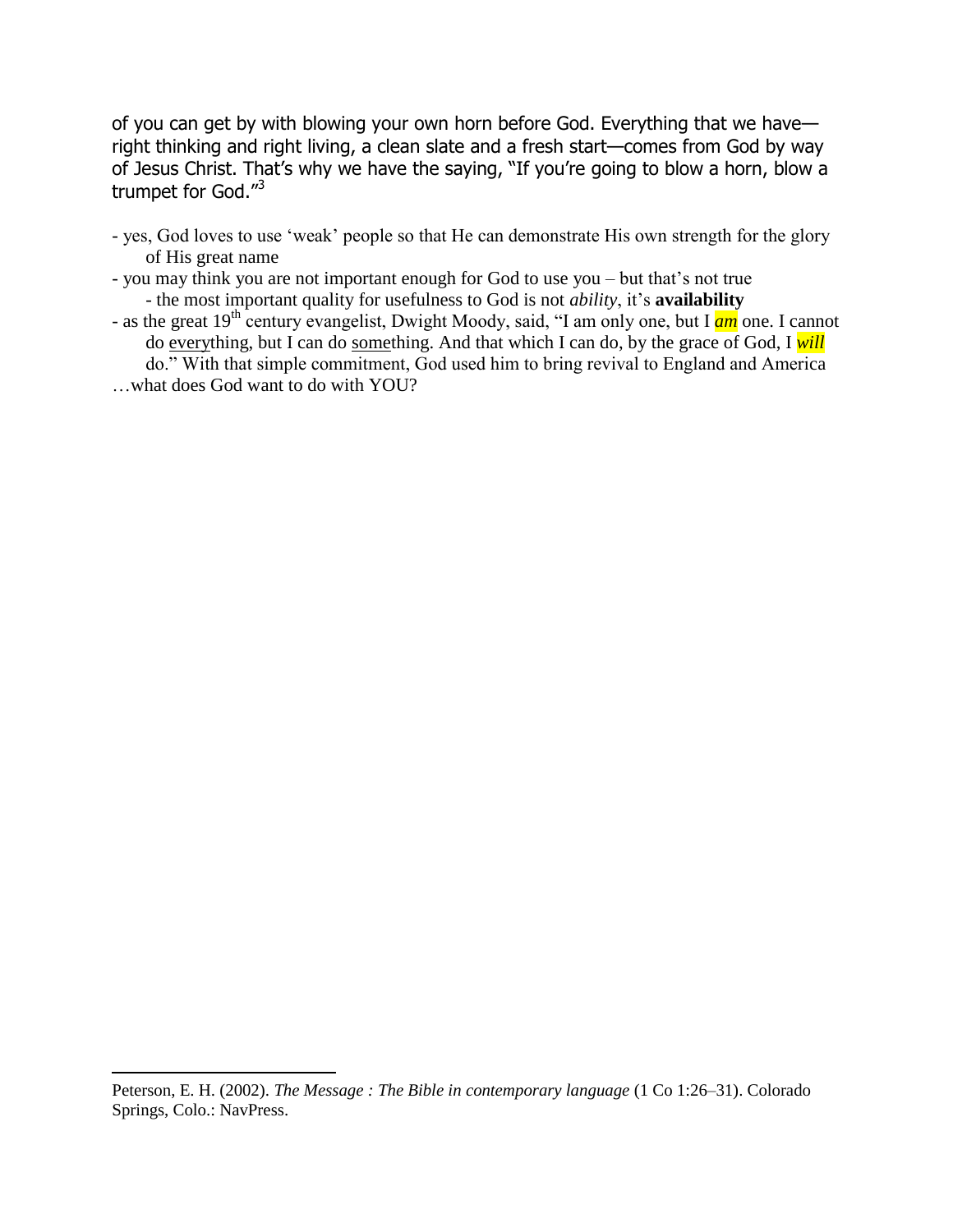of you can get by with blowing your own horn before God. Everything that we have—right thinking and right living, a clean slate and a fresh start—comes from God by way of Jesus Christ. That's why we have the saying, "If you're going to blow a horn, blow a trumpet for God."[3]

- yes, God loves to use 'weak' people so that He can demonstrate His own strength for the glory of His great name
- you may think you are not important enough for God to use you – but that's not true
  - the most important quality for usefulness to God is not *ability*, it's **availability**
- as the great 19th century evangelist, Dwight Moody, said, "I am only one, but I ***am*** one. I cannot do everything, but I can do something. And that which I can do, by the grace of God, I ***will*** do." With that simple commitment, God used him to bring revival to England and America

…what does God want to do with YOU?

---

Peterson, E. H. (2002). *The Message : The Bible in contemporary language* (1 Co 1:26–31). Colorado Springs, Colo.: NavPress.